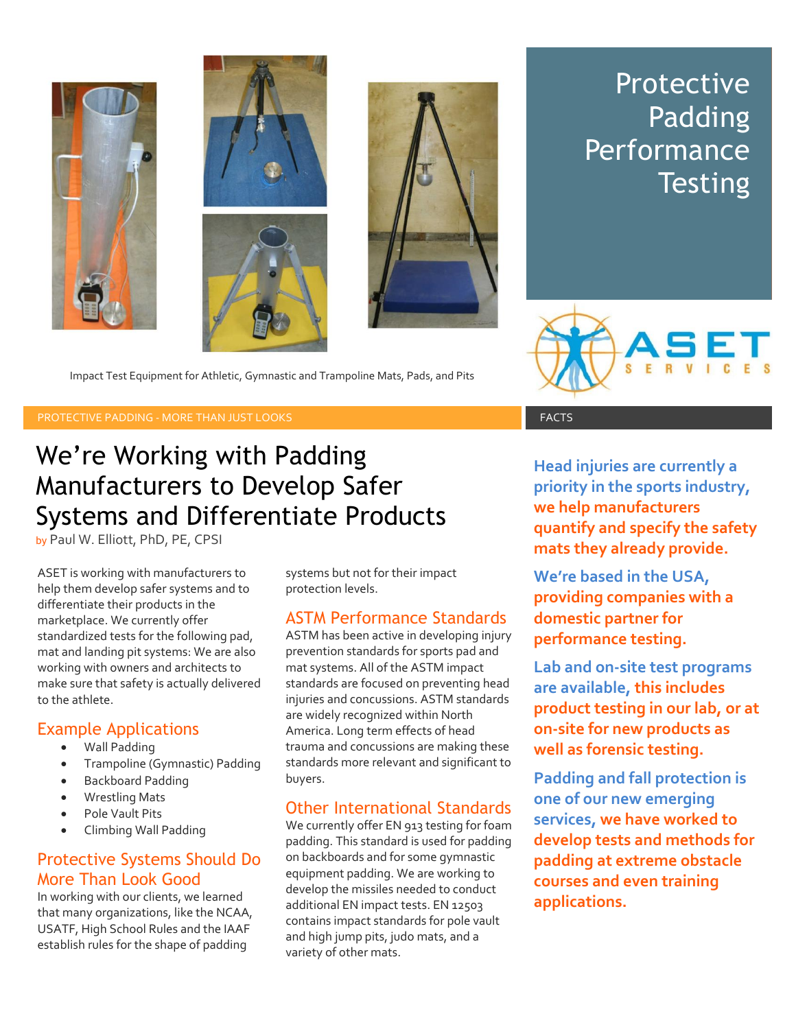# Protective Padding Performance Testing

ASET SERVICES

Impact Test Equipment for Athletic, Gymnastic and Trampoline Mats, Pads, and Pits

PROTECTIVE PADDING - MORE THAN JUST LOOKS

## We're Working with Padding Manufacturers to Develop Safer Systems and Differentiate Products

by Paul W. Elliott, PhD, PE, CPSI

ASET is working with manufacturers to help them develop safer systems and to differentiate their products in the marketplace. We currently offer standardized tests for the following pad, mat and landing pit systems: We are also working with owners and architects to make sure that safety is actually delivered to the athlete.

### Example Applications

- Wall Padding
- Trampoline (Gymnastic) Padding
- Backboard Padding
- Wrestling Mats
- Pole Vault Pits
- Climbing Wall Padding

### Protective Systems Should Do More Than Look Good

In working with our clients, we learned that many organizations, like the NCAA, USATF, High School Rules and the IAAF establish rules for the shape of padding systems but not for their impact protection levels.

### ASTM Performance Standards

ASTM has been active in developing injury prevention standards for sports pad and mat systems. All of the ASTM impact standards are focused on preventing head injuries and concussions. ASTM standards are widely recognized within North America. Long term effects of head trauma and concussions are making these standards more relevant and significant to buyers.

### Other International Standards

We currently offer EN 913 testing for foam padding. This standard is used for padding on backboards and for some gymnastic equipment padding. We are working to develop the missiles needed to conduct additional EN impact tests. EN 12503 contains impact standards for pole vault and high jump pits, judo mats, and a variety of other mats.

## FACTS

**Head injuries are currently a priority in the sports industry, we help manufacturers quantify and specify the safety mats they already provide.**

**We're based in the USA, providing companies with a domestic partner for performance testing.**

**Lab and on-site test programs are available, this includes product testing in our lab, or at on-site for new products as well as forensic testing.**

**Padding and fall protection is one of our new emerging services, we have worked to develop tests and methods for padding at extreme obstacle courses and even training applications.**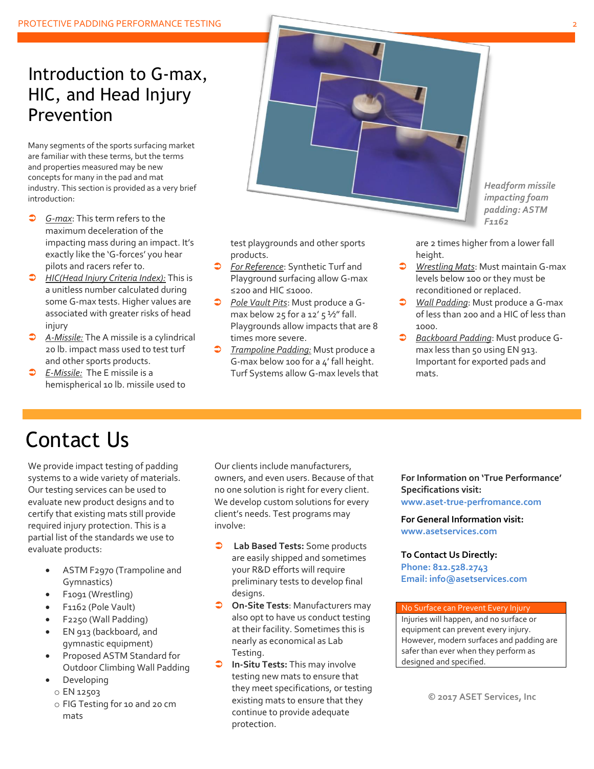# Introduction to G-max, HIC, and Head Injury Prevention

Many segments of the sports surfacing market are familiar with these terms, but the terms and properties measured may be new concepts for many in the pad and mat industry. This section is provided as a very brief introduction:

- *G-max*: This term refers to the maximum deceleration of the impacting mass during an impact. It's exactly like the 'G-forces' you hear pilots and racers refer to.
- *HIC(Head Injury Criteria Index):* This is a unitless number calculated during some G-max tests. Higher values are associated with greater risks of head injury
- *A-Missile:* The A missile is a cylindrical 20 lb. impact mass used to test turf and other sports products.
- *E-Missile:* The E missile is a hemispherical 10 lb. missile used to test playgrounds and other sports products.
- *For Reference*: Synthetic Turf and Playground surfacing allow G-max ≤200 and HIC ≤1000.
- *Pole Vault Pits*: Must produce a G-max below 25 for a 12' 5 ½" fall. Playgrounds allow impacts that are 8 times more severe.
- *Trampoline Padding:* Must produce a G-max below 100 for a 4' fall height. Turf Systems allow G-max levels that are 2 times higher from a lower fall height.
- *Wrestling Mats*: Must maintain G-max levels below 100 or they must be reconditioned or replaced.
- *Wall Padding*: Must produce a G-max of less than 200 and a HIC of less than 1000.
- *Backboard Padding*: Must produce G-max less than 50 using EN 913. Important for exported pads and mats.

*Headform missile impacting foam padding: ASTM F1162*

# Contact Us

We provide impact testing of padding systems to a wide variety of materials. Our testing services can be used to evaluate new product designs and to certify that existing mats still provide required injury protection. This is a partial list of the standards we use to evaluate products:

- ASTM F2970 (Trampoline and Gymnastics)
- F1091 (Wrestling)
- F1162 (Pole Vault)
- F2250 (Wall Padding)
- EN 913 (backboard, and gymnastic equipment)
- Proposed ASTM Standard for Outdoor Climbing Wall Padding
- Developing
  - EN 12503
  - FIG Testing for 10 and 20 cm mats

Our clients include manufacturers, owners, and even users. Because of that no one solution is right for every client. We develop custom solutions for every client's needs. Test programs may involve:

- **Lab Based Tests:** Some products are easily shipped and sometimes your R&D efforts will require preliminary tests to develop final designs.
- **On-Site Tests**: Manufacturers may also opt to have us conduct testing at their facility. Sometimes this is nearly as economical as Lab Testing.
- **In-Situ Tests:** This may involve testing new mats to ensure that they meet specifications, or testing existing mats to ensure that they continue to provide adequate protection.

**For Information on 'True Performance' Specifications visit:**
**www.aset-true-perfromance.com**

**For General Information visit:**
**www.asetservices.com**

**To Contact Us Directly:**
**Phone: 812.528.2743**
**Email: info@asetservices.com**

**No Surface can Prevent Every Injury**

Injuries will happen, and no surface or equipment can prevent every injury. However, modern surfaces and padding are safer than ever when they perform as designed and specified.

© 2017 ASET Services, Inc